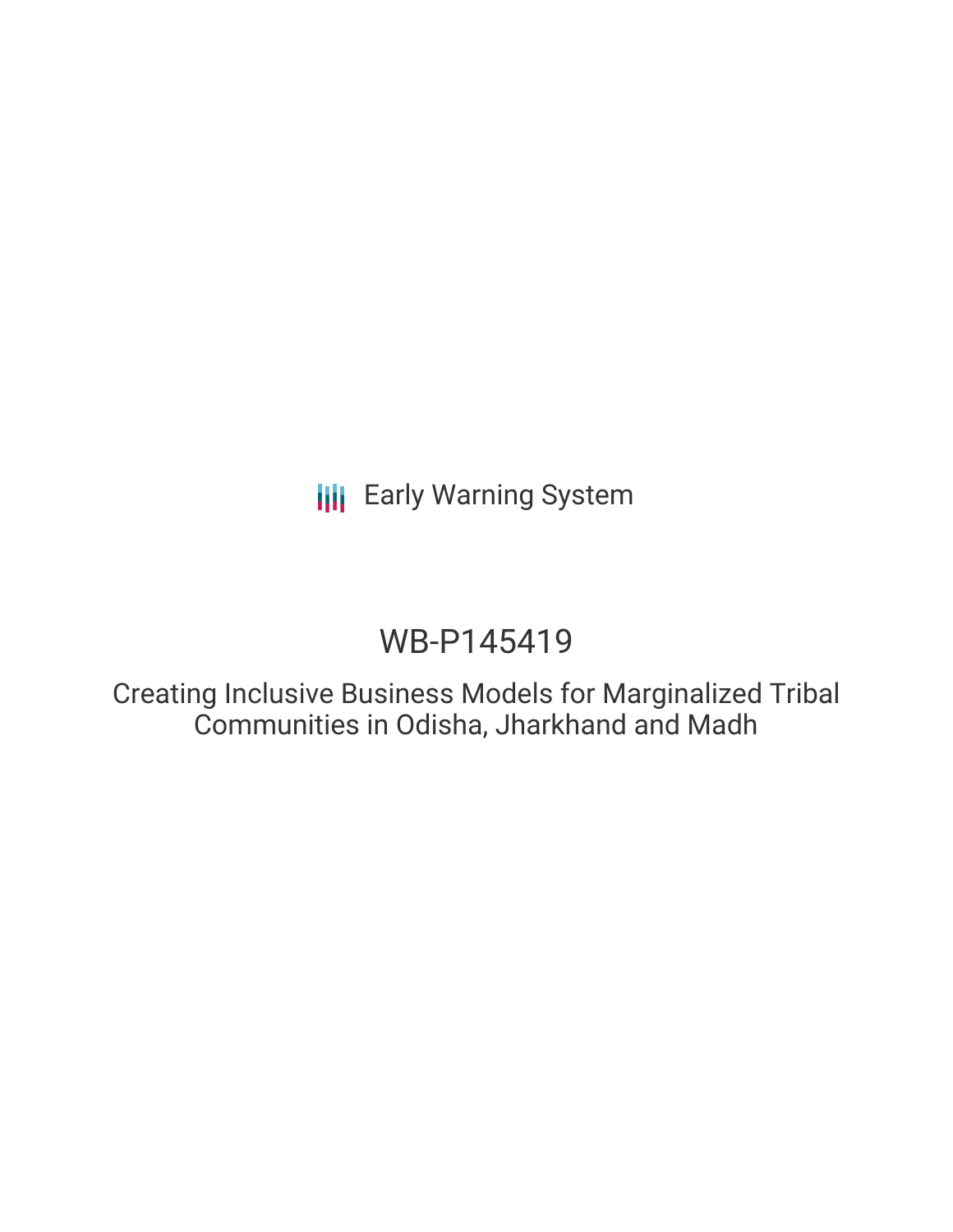Early Warning System

# WB-P145419

Creating Inclusive Business Models for Marginalized Tribal Communities in Odisha, Jharkhand and Madh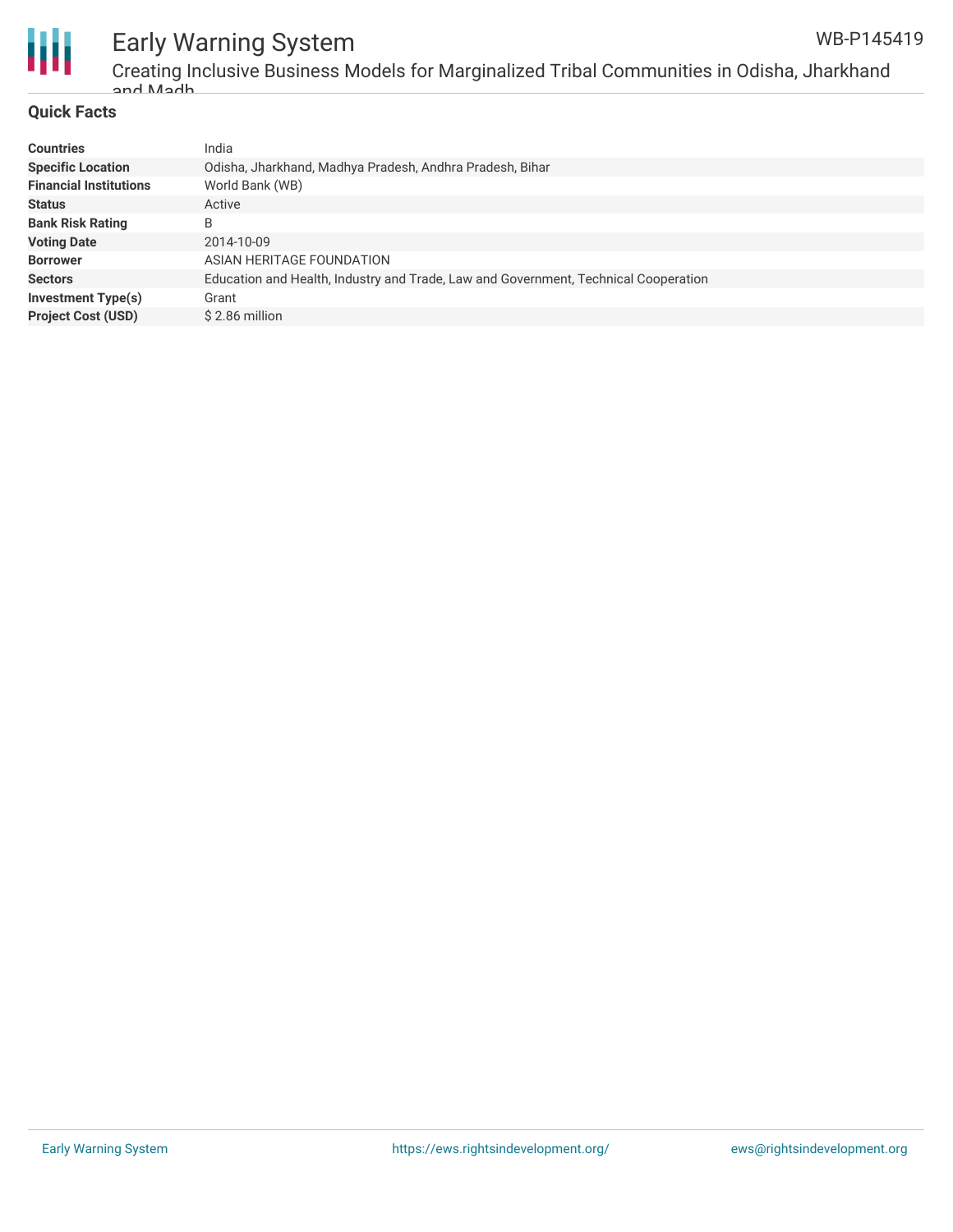## Quick Facts

| | |
|---|---|
| **Countries** | India |
| **Specific Location** | Odisha, Jharkhand, Madhya Pradesh, Andhra Pradesh, Bihar |
| **Financial Institutions** | World Bank (WB) |
| **Status** | Active |
| **Bank Risk Rating** | B |
| **Voting Date** | 2014-10-09 |
| **Borrower** | ASIAN HERITAGE FOUNDATION |
| **Sectors** | Education and Health, Industry and Trade, Law and Government, Technical Cooperation |
| **Investment Type(s)** | Grant |
| **Project Cost (USD)** | $ 2.86 million |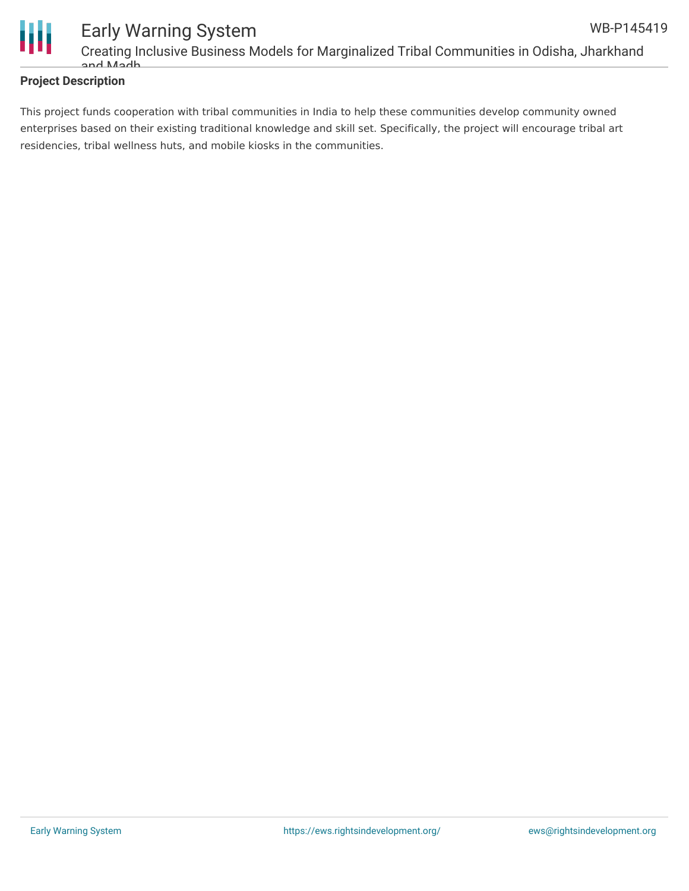## Project Description

This project funds cooperation with tribal communities in India to help these communities develop community owned enterprises based on their existing traditional knowledge and skill set. Specifically, the project will encourage tribal art residencies, tribal wellness huts, and mobile kiosks in the communities.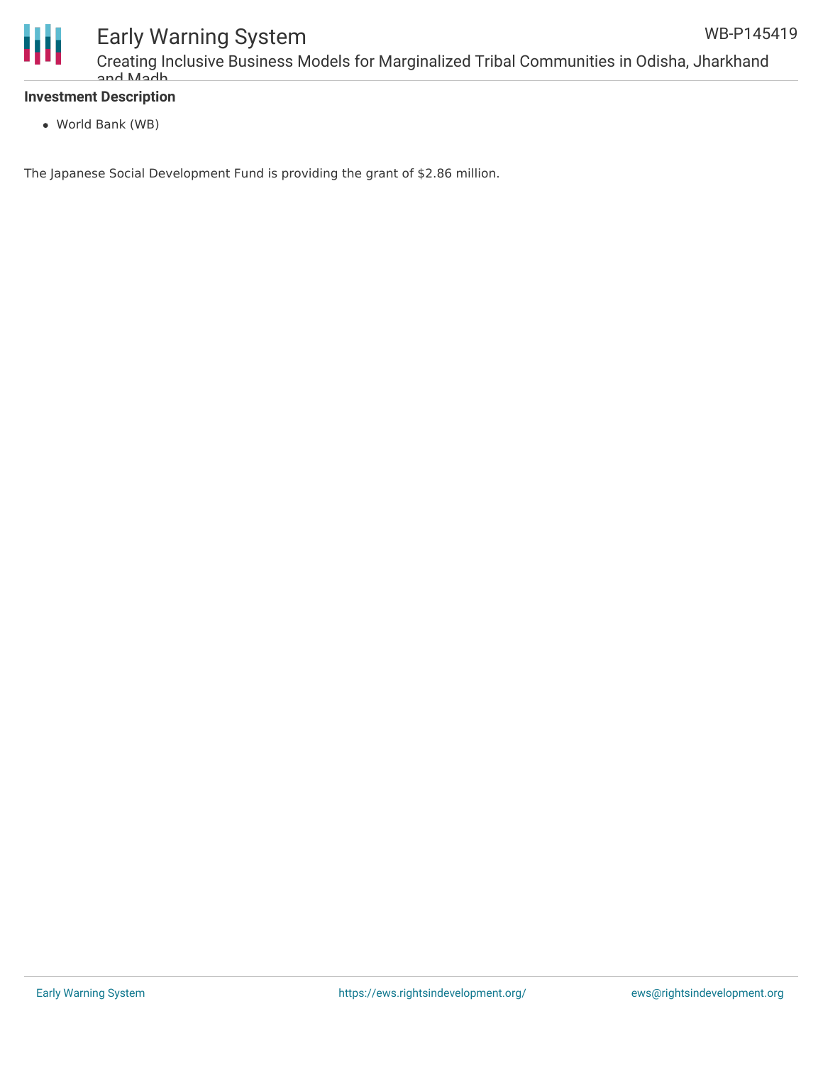**Investment Description**

- World Bank (WB)

The Japanese Social Development Fund is providing the grant of $2.86 million.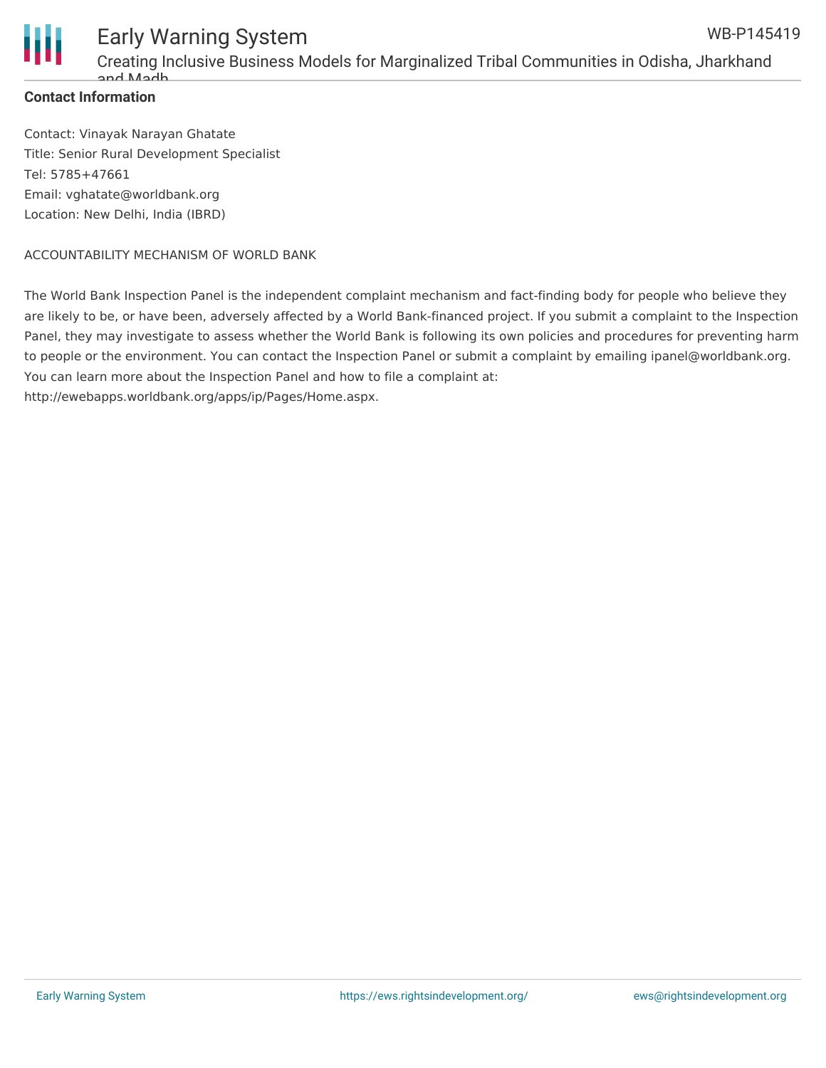**Contact Information**

Contact: Vinayak Narayan Ghatate
Title: Senior Rural Development Specialist
Tel: 5785+47661
Email: vghatate@worldbank.org
Location: New Delhi, India (IBRD)

ACCOUNTABILITY MECHANISM OF WORLD BANK

The World Bank Inspection Panel is the independent complaint mechanism and fact-finding body for people who believe they are likely to be, or have been, adversely affected by a World Bank-financed project. If you submit a complaint to the Inspection Panel, they may investigate to assess whether the World Bank is following its own policies and procedures for preventing harm to people or the environment. You can contact the Inspection Panel or submit a complaint by emailing ipanel@worldbank.org. You can learn more about the Inspection Panel and how to file a complaint at: http://ewebapps.worldbank.org/apps/ip/Pages/Home.aspx.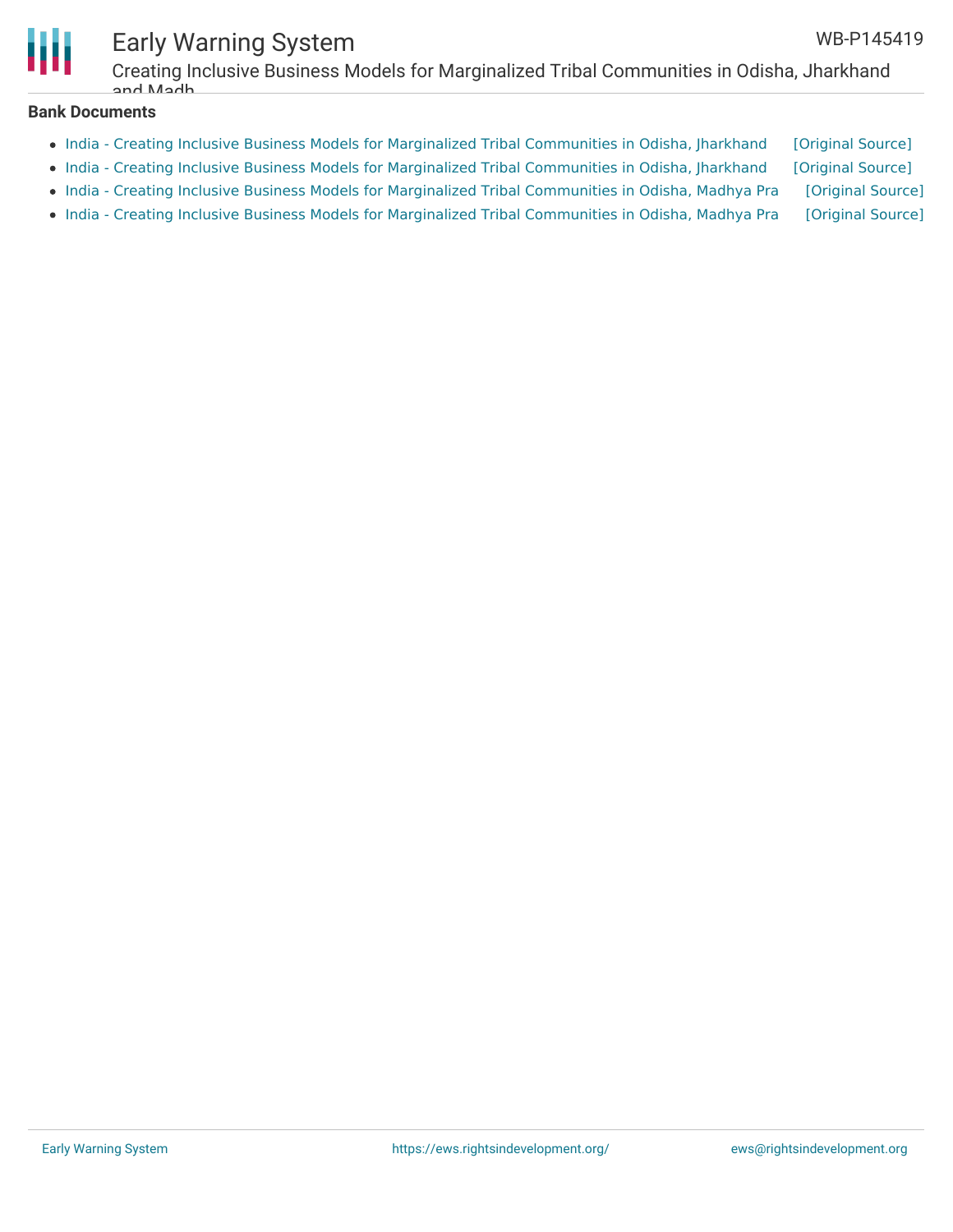**Bank Documents**

- India - Creating Inclusive Business Models for Marginalized Tribal Communities in Odisha, Jharkhand [Original Source]
- India - Creating Inclusive Business Models for Marginalized Tribal Communities in Odisha, Jharkhand [Original Source]
- India - Creating Inclusive Business Models for Marginalized Tribal Communities in Odisha, Madhya Pra [Original Source]
- India - Creating Inclusive Business Models for Marginalized Tribal Communities in Odisha, Madhya Pra [Original Source]